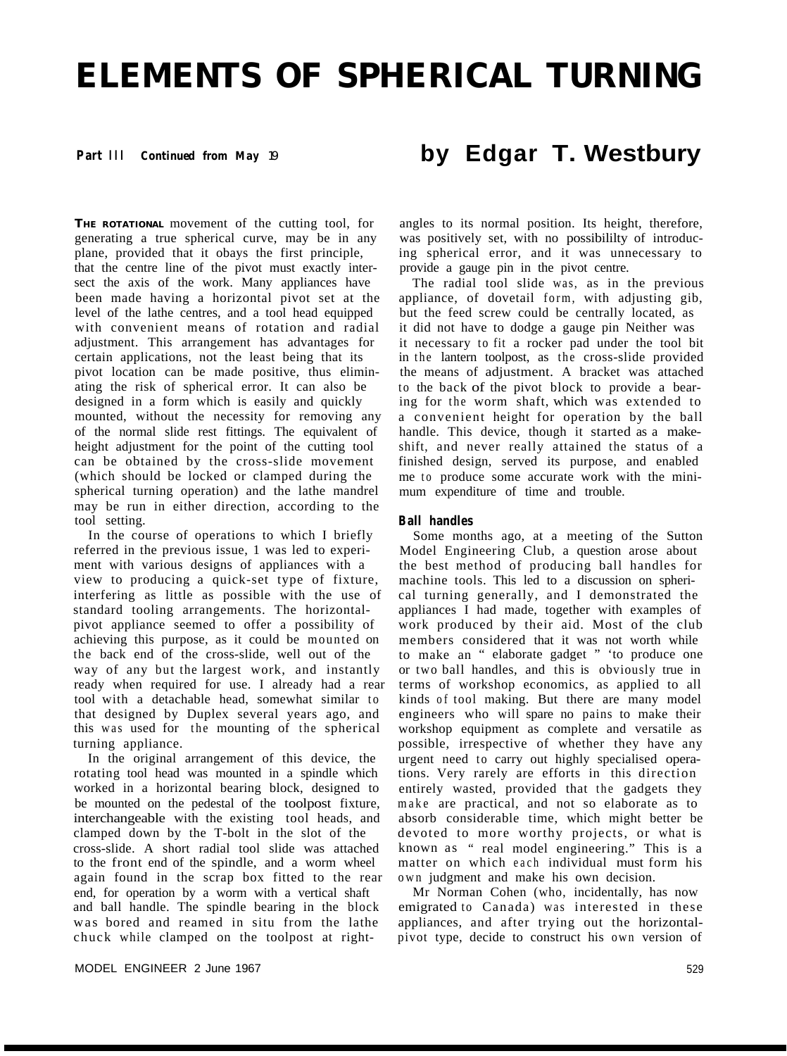# ELEMENTS OF SPHERICAL TURNING

**Part III Continued from May 19**

## by Edgar T. Westbury

**THE ROTATIONAL** movement of the cutting tool, for generating a true spherical curve, may be in any plane, provided that it obays the first principle, that the centre line of the pivot must exactly intersect the axis of the work. Many appliances have been made having a horizontal pivot set at the level of the lathe centres, and a tool head equipped with convenient means of rotation and radial adjustment. This arrangement has advantages for certain applications, not the least being that its pivot location can be made positive, thus eliminating the risk of spherical error. It can also be designed in a form which is easily and quickly mounted, without the necessity for removing any of the normal slide rest fittings. The equivalent of height adjustment for the point of the cutting tool can be obtained by the cross-slide movement (which should be locked or clamped during the spherical turning operation) and the lathe mandrel may be run in either direction, according to the tool setting.

In the course of operations to which I briefly referred in the previous issue, 1 was led to experiment with various designs of appliances with a view to producing a quick-set type of fixture, interfering as little as possible with the use of standard tooling arrangements. The horizontal-pivot appliance seemed to offer a possibility of achieving this purpose, as it could be mounted on the back end of the cross-slide, well out of the way of any but the largest work, and instantly ready when required for use. I already had a rear tool with a detachable head, somewhat similar to that designed by Duplex several years ago, and this was used for the mounting of the spherical turning appliance.

In the original arrangement of this device, the rotating tool head was mounted in a spindle which worked in a horizontal bearing block, designed to be mounted on the pedestal of the toolpost fixture, interchangeable with the existing tool heads, and clamped down by the T-bolt in the slot of the cross-slide. A short radial tool slide was attached to the front end of the spindle, and a worm wheel again found in the scrap box fitted to the rear end, for operation by a worm with a vertical shaft and ball handle. The spindle bearing in the block was bored and reamed in situ from the lathe chuck while clamped on the toolpost at right-angles to its normal position. Its height, therefore, was positively set, with no possibililty of introducing spherical error, and it was unnecessary to provide a gauge pin in the pivot centre.

The radial tool slide was, as in the previous appliance, of dovetail form, with adjusting gib, but the feed screw could be centrally located, as it did not have to dodge a gauge pin Neither was it necessary to fit a rocker pad under the tool bit in the lantern toolpost, as the cross-slide provided the means of adjustment. A bracket was attached to the back of the pivot block to provide a bearing for the worm shaft, which was extended to a convenient height for operation by the ball handle. This device, though it started as a makeshift, and never really attained the status of a finished design, served its purpose, and enabled me to produce some accurate work with the minimum expenditure of time and trouble.

### Ball handles

Some months ago, at a meeting of the Sutton Model Engineering Club, a question arose about the best method of producing ball handles for machine tools. This led to a discussion on spherical turning generally, and I demonstrated the appliances I had made, together with examples of work produced by their aid. Most of the club members considered that it was not worth while to make an " elaborate gadget " 'to produce one or two ball handles, and this is obviously true in terms of workshop economics, as applied to all kinds of tool making. But there are many model engineers who will spare no pains to make their workshop equipment as complete and versatile as possible, irrespective of whether they have any urgent need to carry out highly specialised operations. Very rarely are efforts in this direction entirely wasted, provided that the gadgets they make are practical, and not so elaborate as to absorb considerable time, which might better be devoted to more worthy projects, or what is known as " real model engineering." This is a matter on which each individual must form his own judgment and make his own decision.

Mr Norman Cohen (who, incidentally, has now emigrated to Canada) was interested in these appliances, and after trying out the horizontal-pivot type, decide to construct his own version of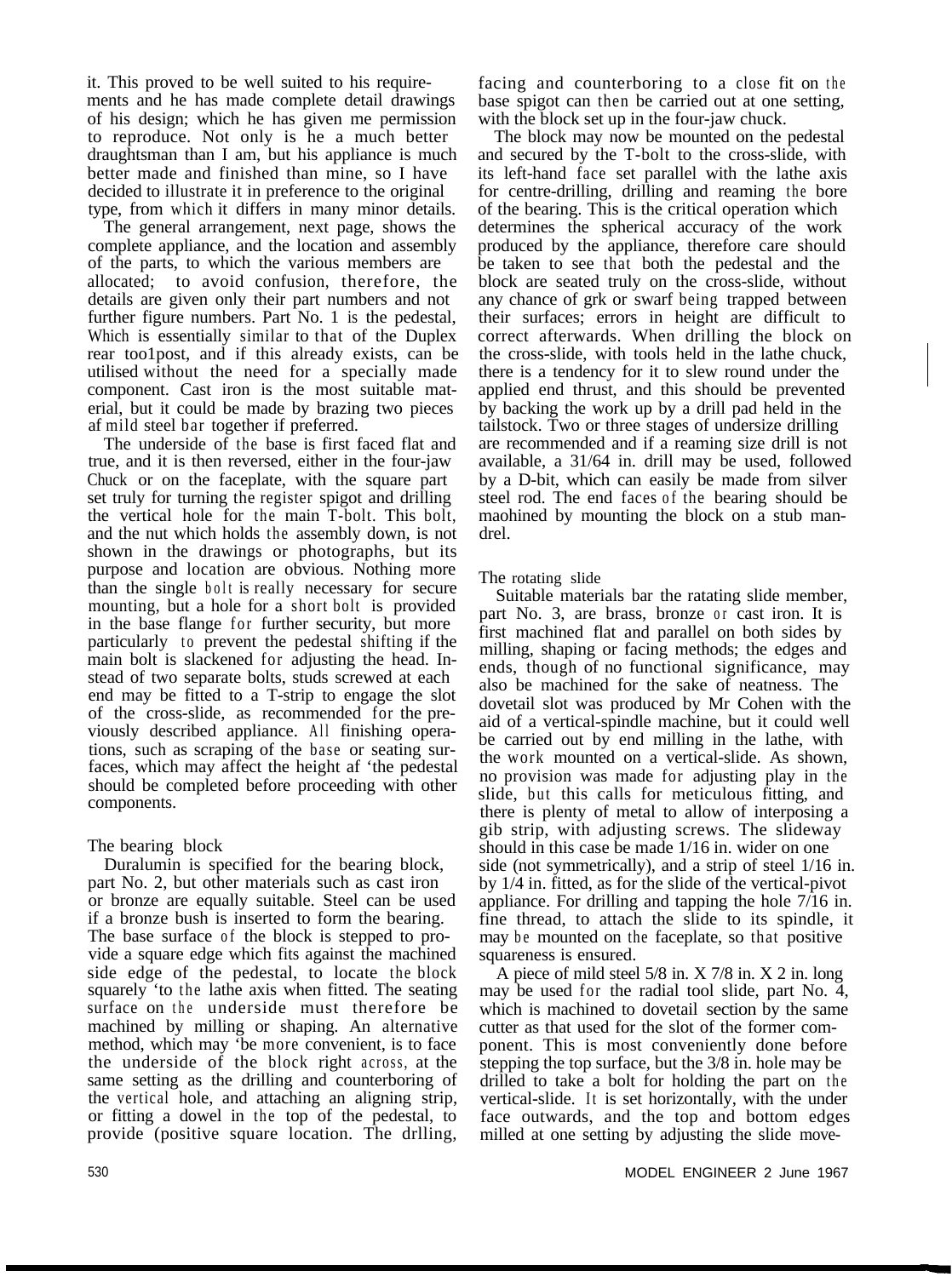it. This proved to be well suited to his requirements and he has made complete detail drawings of his design; which he has given me permission to reproduce. Not only is he a much better draughtsman than I am, but his appliance is much better made and finished than mine, so I have decided to illustrate it in preference to the original type, from which it differs in many minor details.

The general arrangement, next page, shows the complete appliance, and the location and assembly of the parts, to which the various members are allocated; to avoid confusion, therefore, the details are given only their part numbers and not further figure numbers. Part No. 1 is the pedestal, Which is essentially similar to that of the Duplex rear too1post, and if this already exists, can be utilised without the need for a specially made component. Cast iron is the most suitable material, but it could be made by brazing two pieces af mild steel bar together if preferred.

The underside of the base is first faced flat and true, and it is then reversed, either in the four-jaw Chuck or on the faceplate, with the square part set truly for turning the register spigot and drilling the vertical hole for the main T-bolt. This bolt, and the nut which holds the assembly down, is not shown in the drawings or photographs, but its purpose and location are obvious. Nothing more than the single bolt is really necessary for secure mounting, but a hole for a short bolt is provided in the base flange for further security, but more particularly to prevent the pedestal shifting if the main bolt is slackened for adjusting the head. Instead of two separate bolts, studs screwed at each end may be fitted to a T-strip to engage the slot of the cross-slide, as recommended for the previously described appliance. All finishing operations, such as scraping of the base or seating surfaces, which may affect the height af 'the pedestal should be completed before proceeding with other components.

## The bearing block

Duralumin is specified for the bearing block, part No. 2, but other materials such as cast iron or bronze are equally suitable. Steel can be used if a bronze bush is inserted to form the bearing. The base surface of the block is stepped to provide a square edge which fits against the machined side edge of the pedestal, to locate the block squarely 'to the lathe axis when fitted. The seating surface on the underside must therefore be machined by milling or shaping. An alternative method, which may 'be more convenient, is to face the underside of the block right across, at the same setting as the drilling and counterboring of the vertical hole, and attaching an aligning strip, or fitting a dowel in the top of the pedestal, to provide (positive square location. The drlling, facing and counterboring to a close fit on the base spigot can then be carried out at one setting, with the block set up in the four-jaw chuck.

The block may now be mounted on the pedestal and secured by the T-bolt to the cross-slide, with its left-hand face set parallel with the lathe axis for centre-drilling, drilling and reaming the bore of the bearing. This is the critical operation which determines the spherical accuracy of the work produced by the appliance, therefore care should be taken to see that both the pedestal and the block are seated truly on the cross-slide, without any chance of grk or swarf being trapped between their surfaces; errors in height are difficult to correct afterwards. When drilling the block on the cross-slide, with tools held in the lathe chuck, there is a tendency for it to slew round under the applied end thrust, and this should be prevented by backing the work up by a drill pad held in the tailstock. Two or three stages of undersize drilling are recommended and if a reaming size drill is not available, a 31/64 in. drill may be used, followed by a D-bit, which can easily be made from silver steel rod. The end faces of the bearing should be maohined by mounting the block on a stub mandrel.

## The rotating slide

Suitable materials bar the ratating slide member, part No. 3, are brass, bronze or cast iron. It is first machined flat and parallel on both sides by milling, shaping or facing methods; the edges and ends, though of no functional significance, may also be machined for the sake of neatness. The dovetail slot was produced by Mr Cohen with the aid of a vertical-spindle machine, but it could well be carried out by end milling in the lathe, with the work mounted on a vertical-slide. As shown, no provision was made for adjusting play in the slide, but this calls for meticulous fitting, and there is plenty of metal to allow of interposing a gib strip, with adjusting screws. The slideway should in this case be made 1/16 in. wider on one side (not symmetrically), and a strip of steel 1/16 in. by 1/4 in. fitted, as for the slide of the vertical-pivot appliance. For drilling and tapping the hole 7/16 in. fine thread, to attach the slide to its spindle, it may be mounted on the faceplate, so that positive squareness is ensured.

A piece of mild steel 5/8 in. X 7/8 in. X 2 in. long may be used for the radial tool slide, part No. 4, which is machined to dovetail section by the same cutter as that used for the slot of the former component. This is most conveniently done before stepping the top surface, but the 3/8 in. hole may be drilled to take a bolt for holding the part on the vertical-slide. It is set horizontally, with the under face outwards, and the top and bottom edges milled at one setting by adjusting the slide move-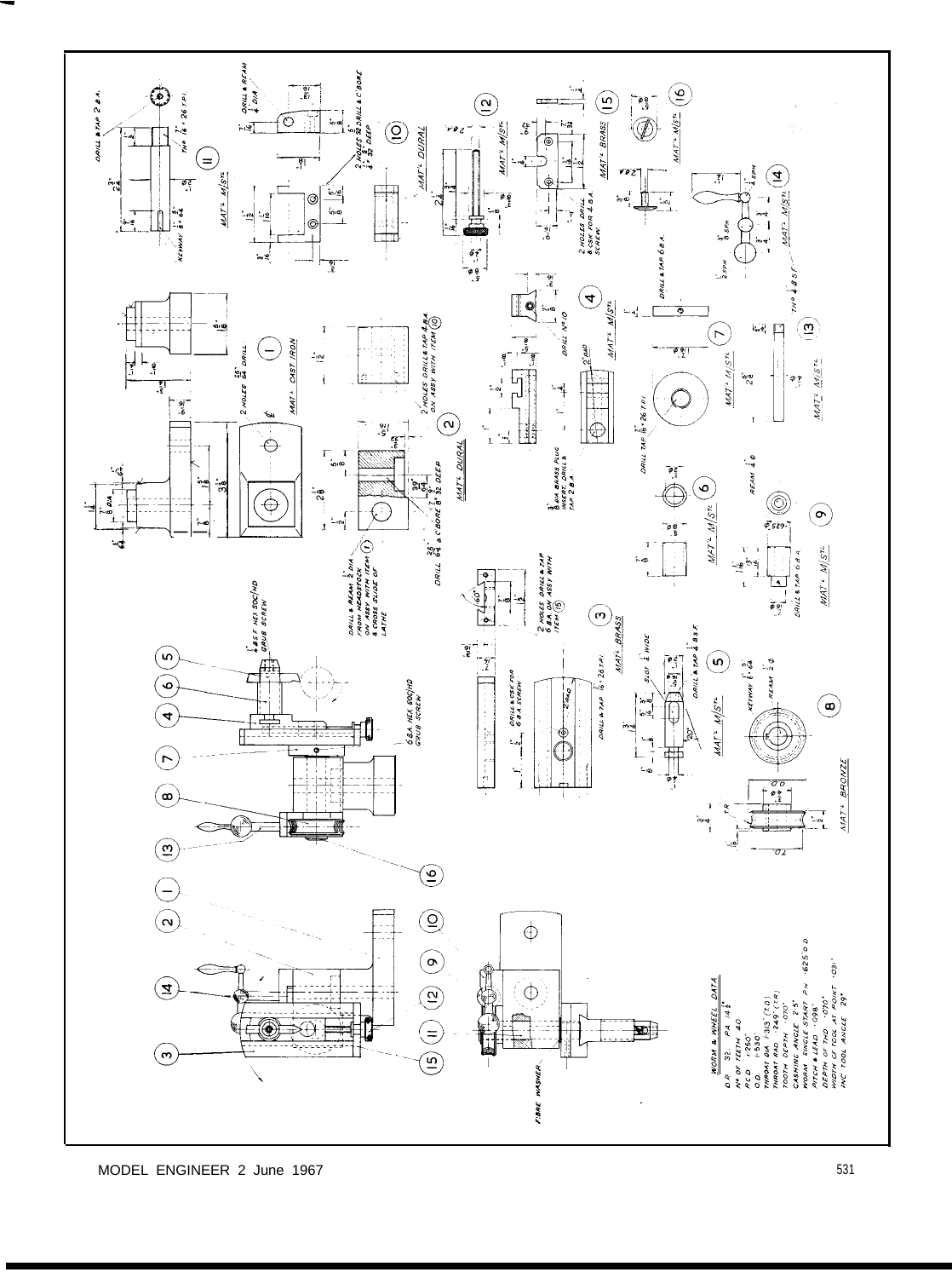**WORM & WHEEL DATA**

- D.P. 32 P.A. 14½°
- Nº OF TEETH 40
- P.C.D. 1·250"
- O.D. 1·350"
- THROAT DIA 1·313 (T.D.)
- THROAT RAD ·249 (T.R.)
- TOOTH DEPTH ·070"
- GASHING ANGLE 2·5°
- WORM SINGLE START P.H. ·625 O.D.
- PITCH & LEAD ·098"
- DEPTH OF THD ·070"
- WIDTH OF TOOL AT POINT ·031"
- INC TOOL ANGLE 29°

FIBRE WASHER

6 B.A. HEX SOC/HD GRUB SCREW

¼" B.S.F. HEX SOC/HD GRUB SCREW

1. MAT'L CAST IRON — 2 HOLES 25/64" DRILL
2. MAT'L DURAL — 2 HOLES DRILL & TAP 4 B.A. ON ASSY WITH ITEM (10); DRILL 25/64" & C'BORE 5/8" x 5/32" DEEP; DRILL & REAM ½" DIA FROM HEADSTOCK ON ASSY WITH ITEM (1) & CROSS SLIDE OF LATHE
3. MAT'L BRASS — DRILL & CSK FOR 6 B.A. SCREW; DRILL & TAP 7/16" x 26 T.P.I.; 2 HOLES DRILL & TAP 6 B.A. ON ASSY WITH ITEM (15)
4. MAT'L M/STL — DRILL Nº 10; 1/8" DIA BRASS PLUG INSERT, DRILL & TAP 2 B.A.
5. MAT'L M/STL — SLOT 1/32" WIDE; DRILL & TAP ¼" B.S.F.; KEYWAY 1/16" x 5/64"; REAM ¼" D
6. MAT'L M/STL
7. MAT'L M/STL — DRILL TAP 7/16" x 26 T.P.I.
8. MAT'L BRONZE
9. MAT'L M/STL — DRILL & TAP 6 B.A.; REAM ¼" D
10. MAT'L DURAL — DRILL & REAM ¼" DIA; 2 HOLES 25/64" DRILL & C'BORE 5/8" x 5/32" DEEP
11. MAT'L M/STL — DRILL & TAP 2 B.A.; THD 7/16" x 26 T.P.I.; KEYWAY 1/16" x 5/64"
12. MAT'L M/STL
13. MAT'L M/STL
14. MAT'L M/STL — THD ¼" B.S.F.
15. MAT'L BRASS — 2 HOLES DRILL & CSK FOR 6 B.A. SCREW
16. MAT'L M/STL — DRILL & TAP 6 B.A.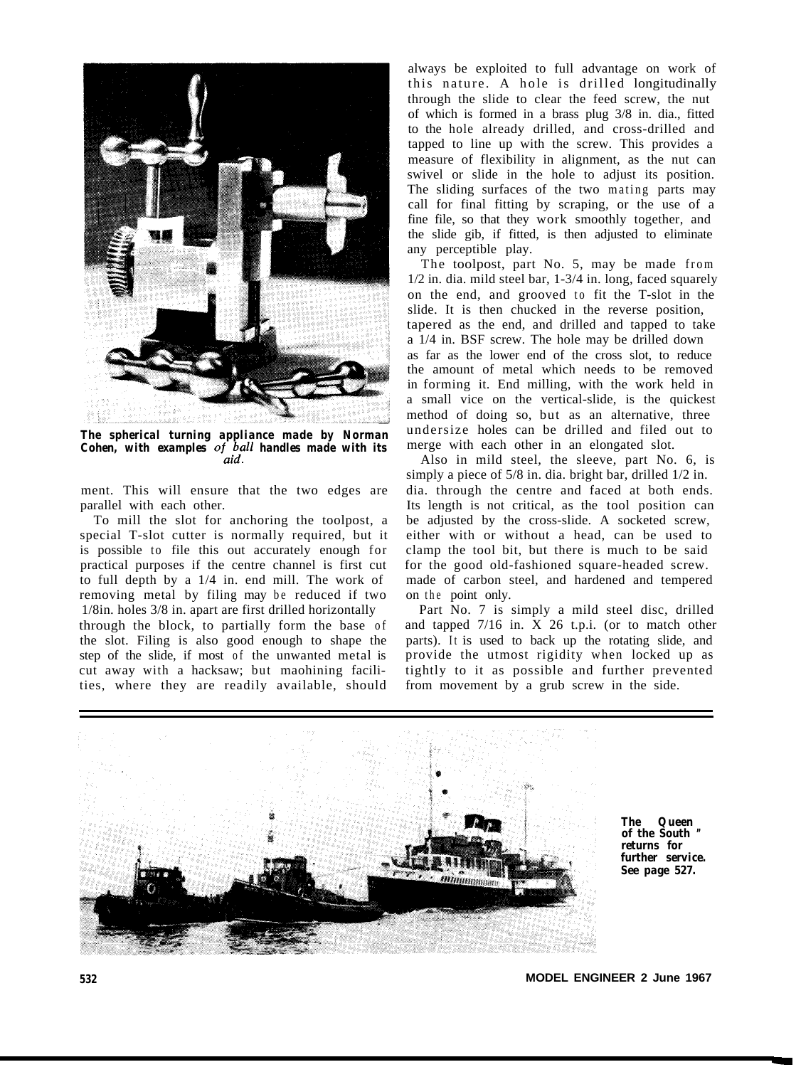*The spherical turning appliance made by Norman Cohen, with examples of ball handles made with its aid.*

ment. This will ensure that the two edges are parallel with each other.

To mill the slot for anchoring the toolpost, a special T-slot cutter is normally required, but it is possible to file this out accurately enough for practical purposes if the centre channel is first cut to full depth by a 1/4 in. end mill. The work of removing metal by filing may be reduced if two 1/8in. holes 3/8 in. apart are first drilled horizontally through the block, to partially form the base of the slot. Filing is also good enough to shape the step of the slide, if most of the unwanted metal is cut away with a hacksaw; but maohining facilities, where they are readily available, should always be exploited to full advantage on work of this nature. A hole is drilled longitudinally through the slide to clear the feed screw, the nut of which is formed in a brass plug 3/8 in. dia., fitted to the hole already drilled, and cross-drilled and tapped to line up with the screw. This provides a measure of flexibility in alignment, as the nut can swivel or slide in the hole to adjust its position. The sliding surfaces of the two mating parts may call for final fitting by scraping, or the use of a fine file, so that they work smoothly together, and the slide gib, if fitted, is then adjusted to eliminate any perceptible play.

The toolpost, part No. 5, may be made from 1/2 in. dia. mild steel bar, 1-3/4 in. long, faced squarely on the end, and grooved to fit the T-slot in the slide. It is then chucked in the reverse position, tapered as the end, and drilled and tapped to take a 1/4 in. BSF screw. The hole may be drilled down as far as the lower end of the cross slot, to reduce the amount of metal which needs to be removed in forming it. End milling, with the work held in a small vice on the vertical-slide, is the quickest method of doing so, but as an alternative, three undersize holes can be drilled and filed out to merge with each other in an elongated slot.

Also in mild steel, the sleeve, part No. 6, is simply a piece of 5/8 in. dia. bright bar, drilled 1/2 in. dia. through the centre and faced at both ends. Its length is not critical, as the tool position can be adjusted by the cross-slide. A socketed screw, either with or without a head, can be used to clamp the tool bit, but there is much to be said for the good old-fashioned square-headed screw. made of carbon steel, and hardened and tempered on the point only.

Part No. 7 is simply a mild steel disc, drilled and tapped 7/16 in. X 26 t.p.i. (or to match other parts). It is used to back up the rotating slide, and provide the utmost rigidity when locked up as tightly to it as possible and further prevented from movement by a grub screw in the side.

**The Queen of the South " returns for further service. See page 527.**